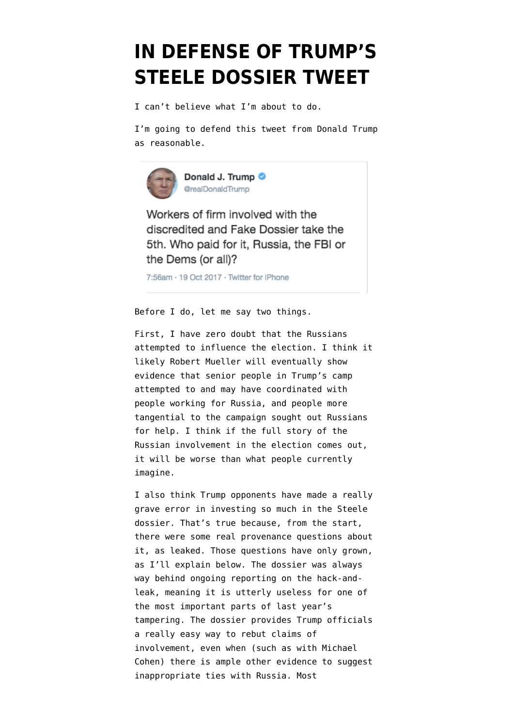# IN DEFENSE OF TRUMP'S STEELE DOSSIER TWEET

I can't believe what I'm about to do.

I'm going to defend this tweet from Donald Trump as reasonable.

> **Donald J. Trump** @realDonaldTrump
>
> Workers of firm involved with the discredited and Fake Dossier take the 5th. Who paid for it, Russia, the FBI or the Dems (or all)?
>
> 7:56am · 19 Oct 2017 · Twitter for iPhone

Before I do, let me say two things.

First, I have zero doubt that the Russians attempted to influence the election. I think it likely Robert Mueller will eventually show evidence that senior people in Trump's camp attempted to and may have coordinated with people working for Russia, and people more tangential to the campaign sought out Russians for help. I think if the full story of the Russian involvement in the election comes out, it will be worse than what people currently imagine.

I also think Trump opponents have made a really grave error in investing so much in the Steele dossier. That's true because, from the start, there were some real provenance questions about it, as leaked. Those questions have only grown, as I'll explain below. The dossier was always way behind ongoing reporting on the hack-and-leak, meaning it is utterly useless for one of the most important parts of last year's tampering. The dossier provides Trump officials a really easy way to rebut claims of involvement, even when (such as with Michael Cohen) there is ample other evidence to suggest inappropriate ties with Russia. Most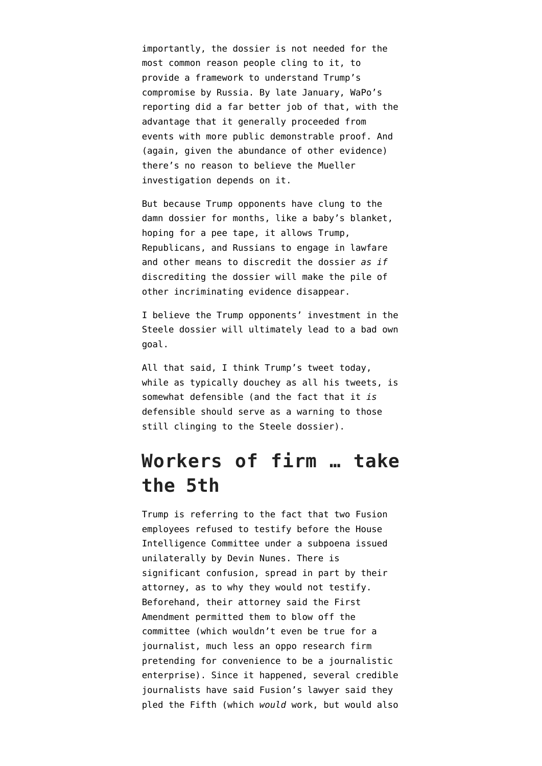importantly, the dossier is not needed for the most common reason people cling to it, to provide a framework to understand Trump's compromise by Russia. By late January, WaPo's reporting did a far better job of that, with the advantage that it generally proceeded from events with more public demonstrable proof. And (again, given the abundance of other evidence) there's no reason to believe the Mueller investigation depends on it.

But because Trump opponents have clung to the damn dossier for months, like a baby's blanket, hoping for a pee tape, it allows Trump, Republicans, and Russians to engage in lawfare and other means to discredit the dossier *as if* discrediting the dossier will make the pile of other incriminating evidence disappear.

I believe the Trump opponents' investment in the Steele dossier will ultimately lead to a bad own goal.

All that said, I think Trump's tweet today, while as typically douchey as all his tweets, is somewhat defensible (and the fact that it *is* defensible should serve as a warning to those still clinging to the Steele dossier).

## Workers of firm … take the 5th

Trump is referring to the fact that two Fusion employees refused to testify before the House Intelligence Committee under a subpoena issued unilaterally by Devin Nunes. There is significant confusion, spread in part by their attorney, as to why they would not testify. Beforehand, their attorney said the First Amendment permitted them to blow off the committee (which wouldn't even be true for a journalist, much less an oppo research firm pretending for convenience to be a journalistic enterprise). Since it happened, several credible journalists have said Fusion's lawyer said they pled the Fifth (which *would* work, but would also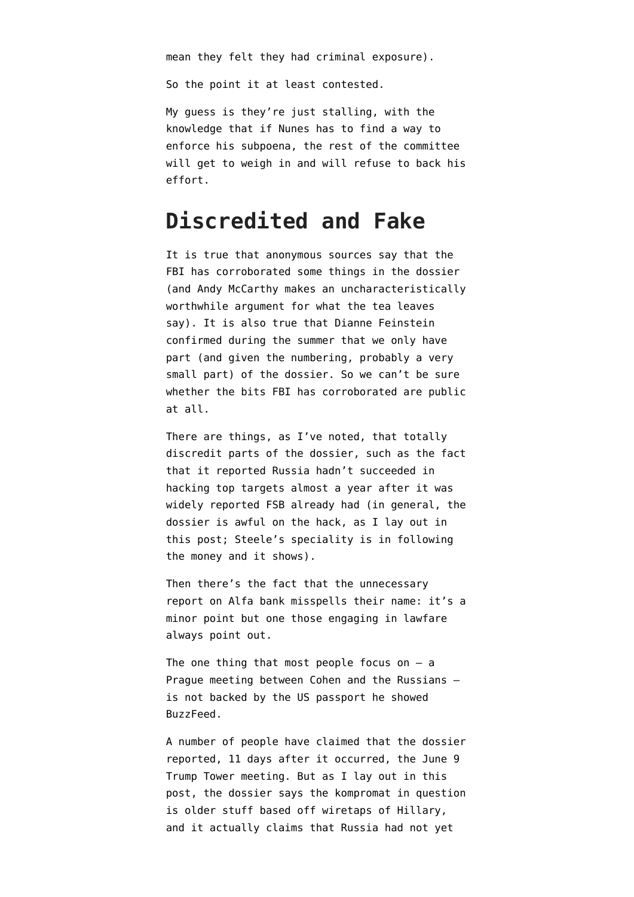mean they felt they had criminal exposure).

So the point it at least contested.

My guess is they're just stalling, with the knowledge that if Nunes has to find a way to enforce his subpoena, the rest of the committee will get to weigh in and will refuse to back his effort.

# Discredited and Fake

It is true that anonymous sources say that the FBI has corroborated some things in the dossier (and Andy McCarthy makes an uncharacteristically worthwhile argument for what the tea leaves say). It is also true that Dianne Feinstein confirmed during the summer that we only have part (and given the numbering, probably a very small part) of the dossier. So we can't be sure whether the bits FBI has corroborated are public at all.

There are things, as I've noted, that totally discredit parts of the dossier, such as the fact that it reported Russia hadn't succeeded in hacking top targets almost a year after it was widely reported FSB already had (in general, the dossier is awful on the hack, as I lay out in this post; Steele's speciality is in following the money and it shows).

Then there's the fact that the unnecessary report on Alfa bank misspells their name: it's a minor point but one those engaging in lawfare always point out.

The one thing that most people focus on — a Prague meeting between Cohen and the Russians — is not backed by the US passport he showed BuzzFeed.

A number of people have claimed that the dossier reported, 11 days after it occurred, the June 9 Trump Tower meeting. But as I lay out in this post, the dossier says the kompromat in question is older stuff based off wiretaps of Hillary, and it actually claims that Russia had not yet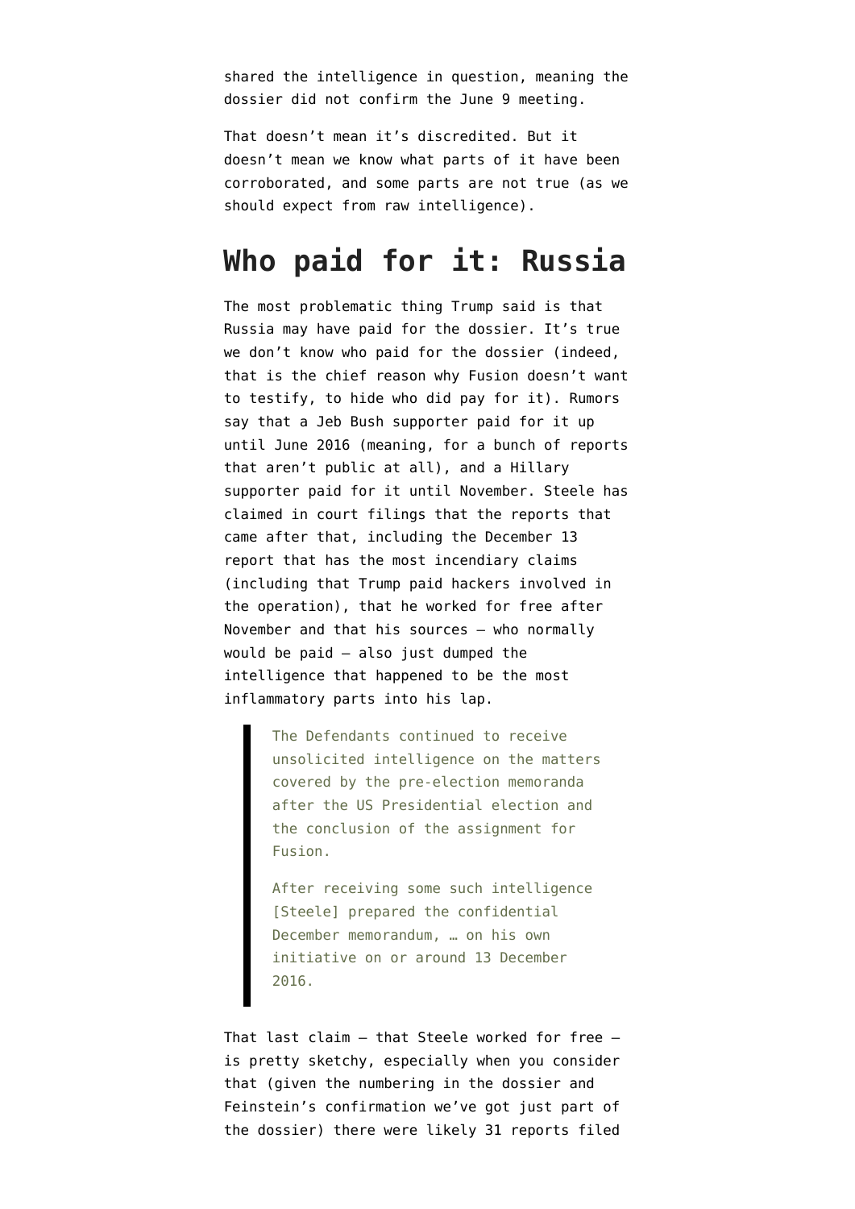shared the intelligence in question, meaning the dossier did not confirm the June 9 meeting.

That doesn't mean it's discredited. But it doesn't mean we know what parts of it have been corroborated, and some parts are not true (as we should expect from raw intelligence).

## Who paid for it: Russia

The most problematic thing Trump said is that Russia may have paid for the dossier. It's true we don't know who paid for the dossier (indeed, that is the chief reason why Fusion doesn't want to testify, to hide who did pay for it). Rumors say that a Jeb Bush supporter paid for it up until June 2016 (meaning, for a bunch of reports that aren't public at all), and a Hillary supporter paid for it until November. Steele has claimed in court filings that the reports that came after that, including the December 13 report that has the most incendiary claims (including that Trump paid hackers involved in the operation), that he worked for free after November and that his sources — who normally would be paid — also just dumped the intelligence that happened to be the most inflammatory parts into his lap.

> The Defendants continued to receive unsolicited intelligence on the matters covered by the pre-election memoranda after the US Presidential election and the conclusion of the assignment for Fusion.
>
> After receiving some such intelligence [Steele] prepared the confidential December memorandum, … on his own initiative on or around 13 December 2016.

That last claim — that Steele worked for free — is pretty sketchy, especially when you consider that (given the numbering in the dossier and Feinstein's confirmation we've got just part of the dossier) there were likely 31 reports filed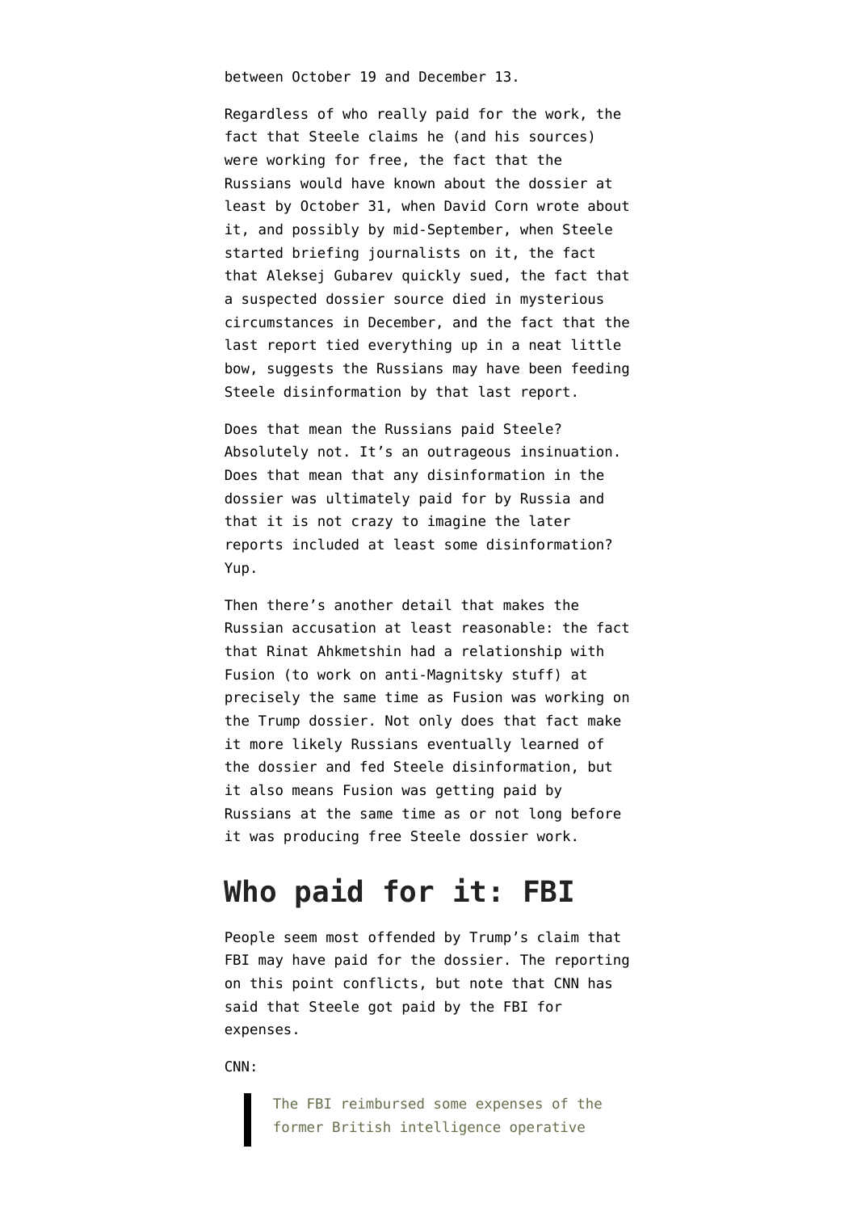between October 19 and December 13.

Regardless of who really paid for the work, the fact that Steele claims he (and his sources) were working for free, the fact that the Russians would have known about the dossier at least by October 31, when David Corn wrote about it, and possibly by mid-September, when Steele started briefing journalists on it, the fact that Aleksej Gubarev quickly sued, the fact that a suspected dossier source died in mysterious circumstances in December, and the fact that the last report tied everything up in a neat little bow, suggests the Russians may have been feeding Steele disinformation by that last report.

Does that mean the Russians paid Steele? Absolutely not. It's an outrageous insinuation. Does that mean that any disinformation in the dossier was ultimately paid for by Russia and that it is not crazy to imagine the later reports included at least some disinformation? Yup.

Then there's another detail that makes the Russian accusation at least reasonable: the fact that Rinat Ahkmetshin had a relationship with Fusion (to work on anti-Magnitsky stuff) at precisely the same time as Fusion was working on the Trump dossier. Not only does that fact make it more likely Russians eventually learned of the dossier and fed Steele disinformation, but it also means Fusion was getting paid by Russians at the same time as or not long before it was producing free Steele dossier work.

## Who paid for it: FBI

People seem most offended by Trump's claim that FBI may have paid for the dossier. The reporting on this point conflicts, but note that CNN has said that Steele got paid by the FBI for expenses.

CNN:

> The FBI reimbursed some expenses of the former British intelligence operative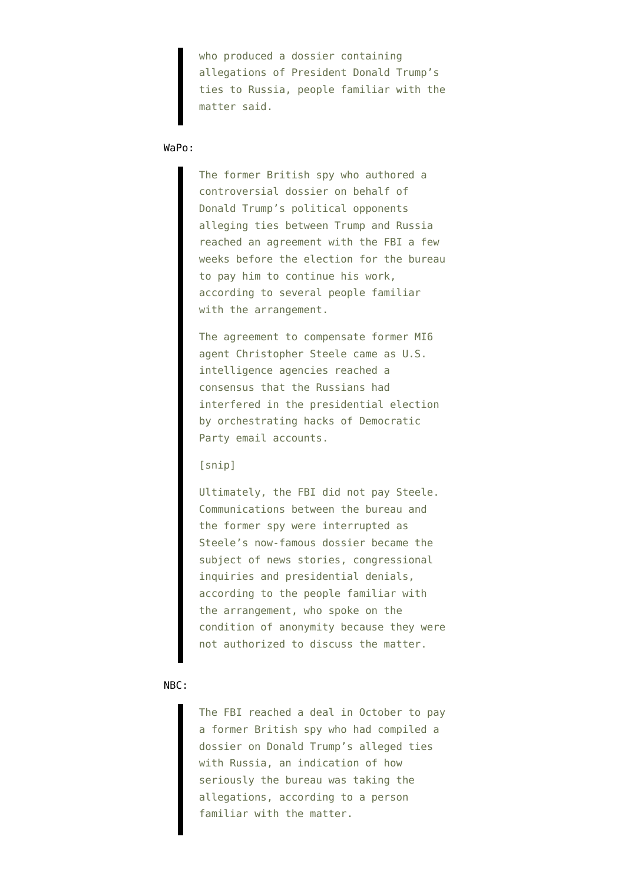> who produced a dossier containing allegations of President Donald Trump's ties to Russia, people familiar with the matter said.

WaPo:

> The former British spy who authored a controversial dossier on behalf of Donald Trump's political opponents alleging ties between Trump and Russia reached an agreement with the FBI a few weeks before the election for the bureau to pay him to continue his work, according to several people familiar with the arrangement.
>
> The agreement to compensate former MI6 agent Christopher Steele came as U.S. intelligence agencies reached a consensus that the Russians had interfered in the presidential election by orchestrating hacks of Democratic Party email accounts.
>
> [snip]
>
> Ultimately, the FBI did not pay Steele. Communications between the bureau and the former spy were interrupted as Steele's now-famous dossier became the subject of news stories, congressional inquiries and presidential denials, according to the people familiar with the arrangement, who spoke on the condition of anonymity because they were not authorized to discuss the matter.

NBC:

> The FBI reached a deal in October to pay a former British spy who had compiled a dossier on Donald Trump's alleged ties with Russia, an indication of how seriously the bureau was taking the allegations, according to a person familiar with the matter.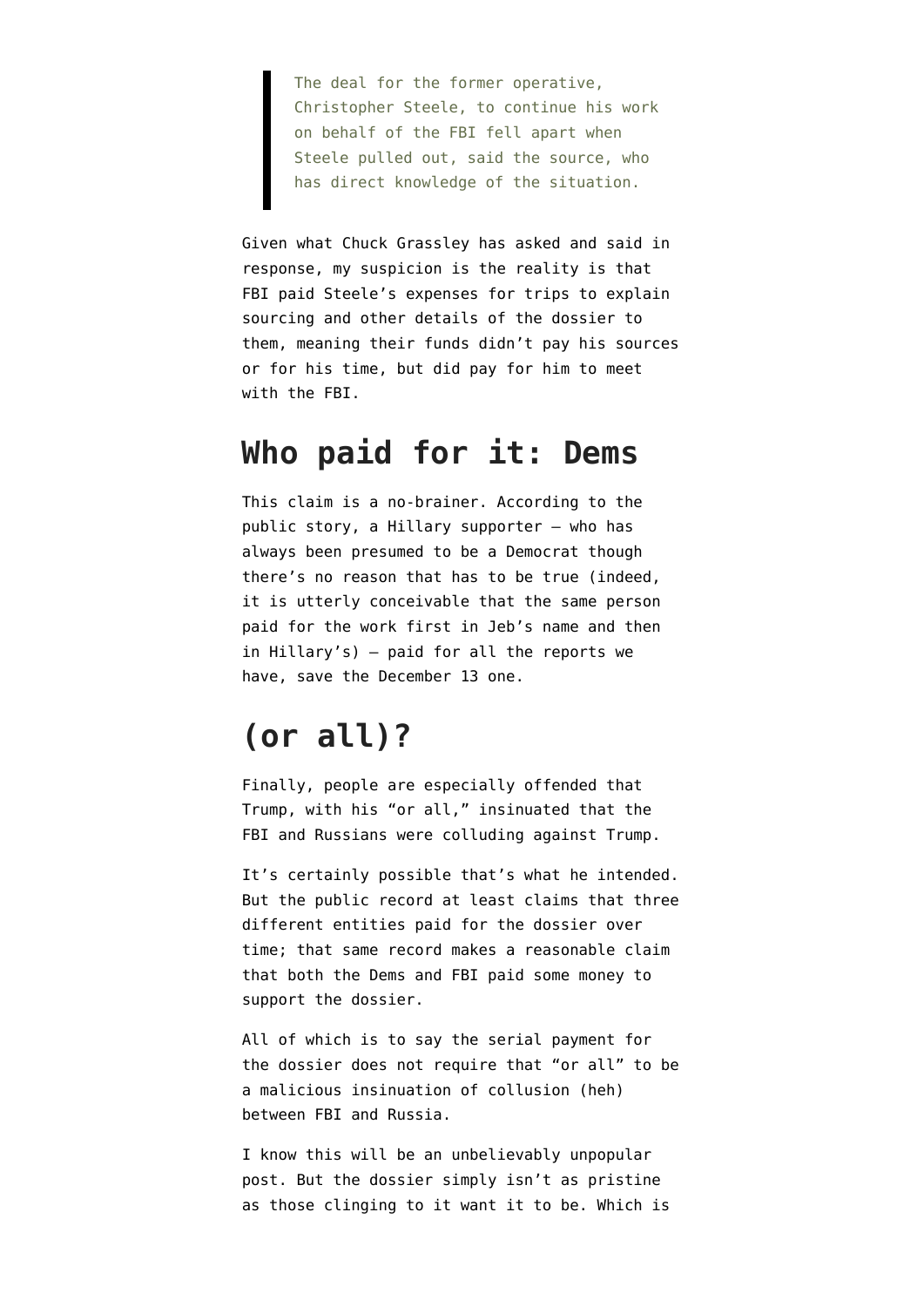> The deal for the former operative, Christopher Steele, to continue his work on behalf of the FBI fell apart when Steele pulled out, said the source, who has direct knowledge of the situation.

Given what Chuck Grassley has asked and said in response, my suspicion is the reality is that FBI paid Steele's expenses for trips to explain sourcing and other details of the dossier to them, meaning their funds didn't pay his sources or for his time, but did pay for him to meet with the FBI.

## Who paid for it: Dems

This claim is a no-brainer. According to the public story, a Hillary supporter — who has always been presumed to be a Democrat though there's no reason that has to be true (indeed, it is utterly conceivable that the same person paid for the work first in Jeb's name and then in Hillary's) — paid for all the reports we have, save the December 13 one.

## (or all)?

Finally, people are especially offended that Trump, with his "or all," insinuated that the FBI and Russians were colluding against Trump.

It's certainly possible that's what he intended. But the public record at least claims that three different entities paid for the dossier over time; that same record makes a reasonable claim that both the Dems and FBI paid some money to support the dossier.

All of which is to say the serial payment for the dossier does not require that "or all" to be a malicious insinuation of collusion (heh) between FBI and Russia.

I know this will be an unbelievably unpopular post. But the dossier simply isn't as pristine as those clinging to it want it to be. Which is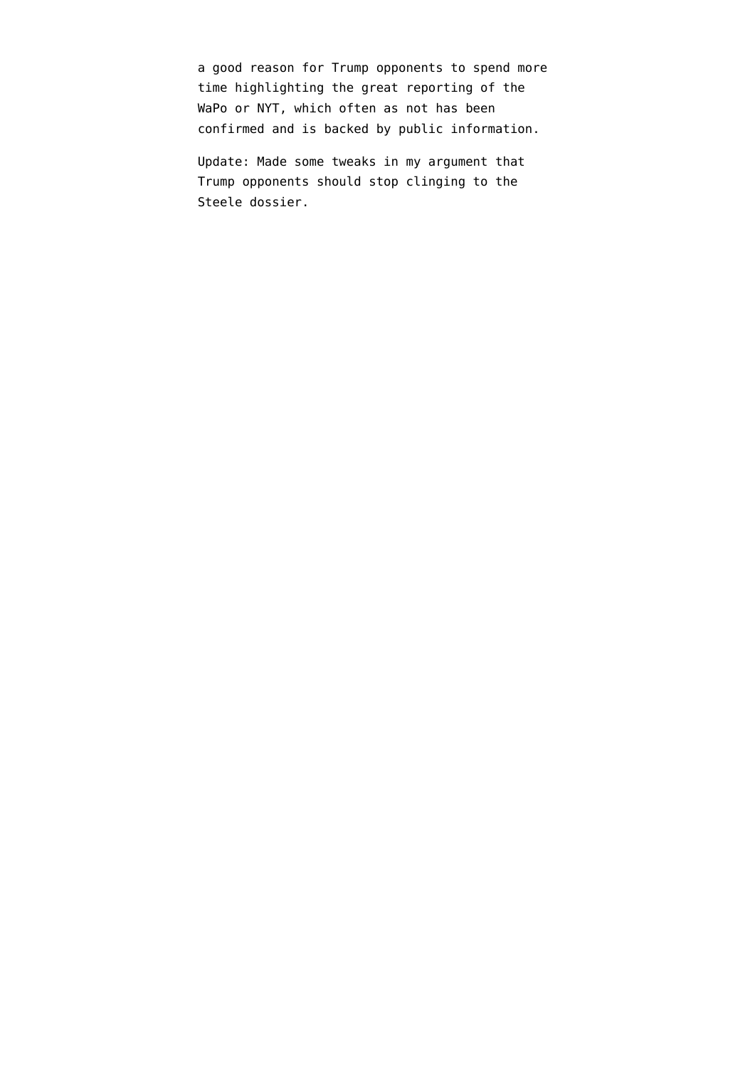a good reason for Trump opponents to spend more time highlighting the great reporting of the WaPo or NYT, which often as not has been confirmed and is backed by public information.

Update: Made some tweaks in my argument that Trump opponents should stop clinging to the Steele dossier.